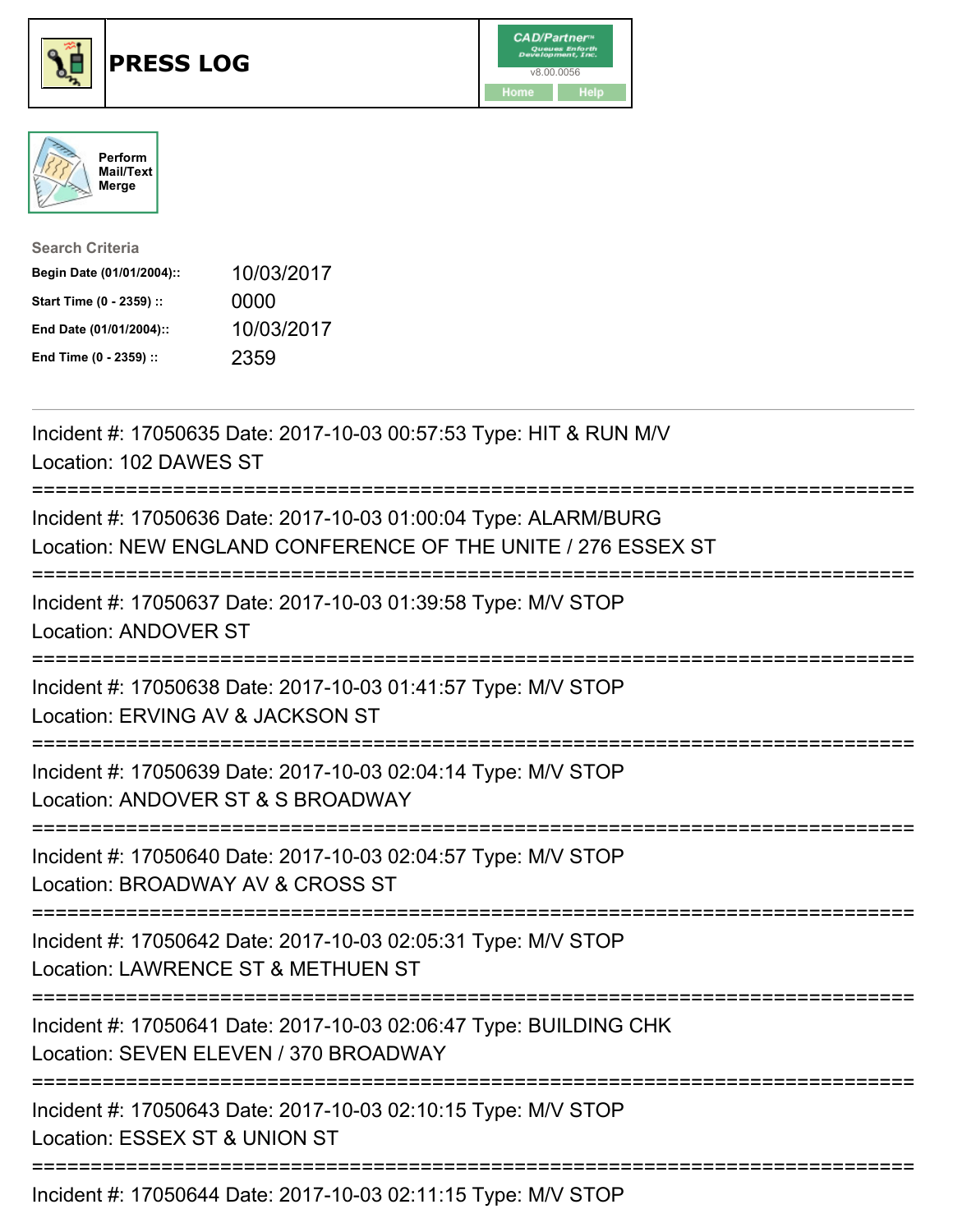# PRESS LOG

Perform Mail/Text Merge

**Search Criteria**

| | |
|---|---|
| **Begin Date (01/01/2004)::** | 10/03/2017 |
| **Start Time (0 - 2359) ::** | 0000 |
| **End Date (01/01/2004)::** | 10/03/2017 |
| **End Time (0 - 2359) ::** | 2359 |

---

Incident #: 17050635 Date: 2017-10-03 00:57:53 Type: HIT & RUN M/V
Location: 102 DAWES ST

===========================================================================

Incident #: 17050636 Date: 2017-10-03 01:00:04 Type: ALARM/BURG
Location: NEW ENGLAND CONFERENCE OF THE UNITE / 276 ESSEX ST

===========================================================================

Incident #: 17050637 Date: 2017-10-03 01:39:58 Type: M/V STOP
Location: ANDOVER ST

===========================================================================

Incident #: 17050638 Date: 2017-10-03 01:41:57 Type: M/V STOP
Location: ERVING AV & JACKSON ST

===========================================================================

Incident #: 17050639 Date: 2017-10-03 02:04:14 Type: M/V STOP
Location: ANDOVER ST & S BROADWAY

===========================================================================

Incident #: 17050640 Date: 2017-10-03 02:04:57 Type: M/V STOP
Location: BROADWAY AV & CROSS ST

===========================================================================

Incident #: 17050642 Date: 2017-10-03 02:05:31 Type: M/V STOP
Location: LAWRENCE ST & METHUEN ST

===========================================================================

Incident #: 17050641 Date: 2017-10-03 02:06:47 Type: BUILDING CHK
Location: SEVEN ELEVEN / 370 BROADWAY

===========================================================================

Incident #: 17050643 Date: 2017-10-03 02:10:15 Type: M/V STOP
Location: ESSEX ST & UNION ST

===========================================================================

Incident #: 17050644 Date: 2017-10-03 02:11:15 Type: M/V STOP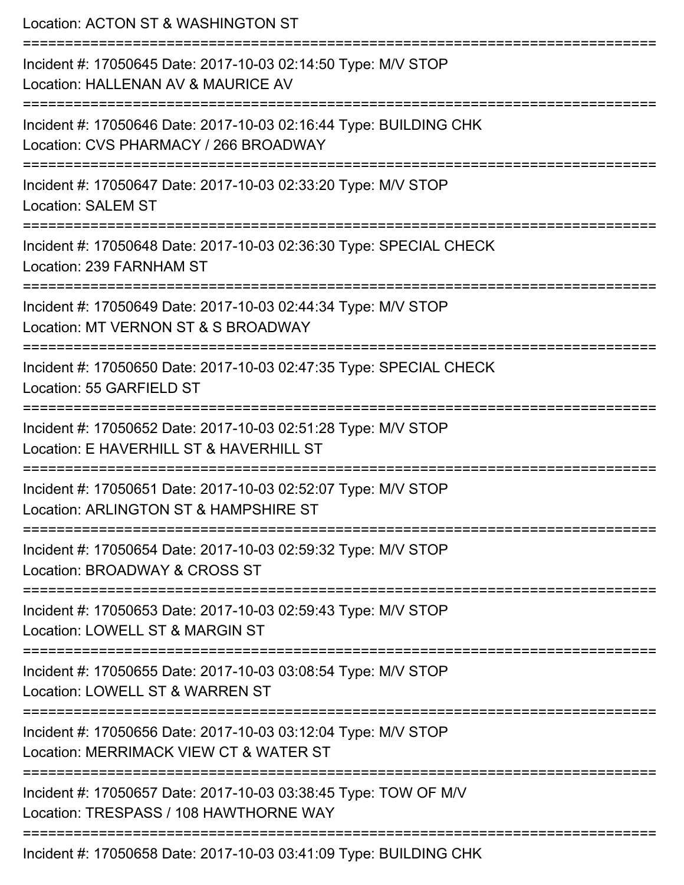Location: ACTON ST & WASHINGTON ST

===========================================================================

Incident #: 17050645 Date: 2017-10-03 02:14:50 Type: M/V STOP
Location: HALLENAN AV & MAURICE AV

===========================================================================

Incident #: 17050646 Date: 2017-10-03 02:16:44 Type: BUILDING CHK
Location: CVS PHARMACY / 266 BROADWAY

===========================================================================

Incident #: 17050647 Date: 2017-10-03 02:33:20 Type: M/V STOP
Location: SALEM ST

===========================================================================

Incident #: 17050648 Date: 2017-10-03 02:36:30 Type: SPECIAL CHECK
Location: 239 FARNHAM ST

===========================================================================

Incident #: 17050649 Date: 2017-10-03 02:44:34 Type: M/V STOP
Location: MT VERNON ST & S BROADWAY

===========================================================================

Incident #: 17050650 Date: 2017-10-03 02:47:35 Type: SPECIAL CHECK
Location: 55 GARFIELD ST

===========================================================================

Incident #: 17050652 Date: 2017-10-03 02:51:28 Type: M/V STOP
Location: E HAVERHILL ST & HAVERHILL ST

===========================================================================

Incident #: 17050651 Date: 2017-10-03 02:52:07 Type: M/V STOP
Location: ARLINGTON ST & HAMPSHIRE ST

===========================================================================

Incident #: 17050654 Date: 2017-10-03 02:59:32 Type: M/V STOP
Location: BROADWAY & CROSS ST

===========================================================================

Incident #: 17050653 Date: 2017-10-03 02:59:43 Type: M/V STOP
Location: LOWELL ST & MARGIN ST

===========================================================================

Incident #: 17050655 Date: 2017-10-03 03:08:54 Type: M/V STOP
Location: LOWELL ST & WARREN ST

===========================================================================

Incident #: 17050656 Date: 2017-10-03 03:12:04 Type: M/V STOP
Location: MERRIMACK VIEW CT & WATER ST

===========================================================================

Incident #: 17050657 Date: 2017-10-03 03:38:45 Type: TOW OF M/V
Location: TRESPASS / 108 HAWTHORNE WAY

===========================================================================

Incident #: 17050658 Date: 2017-10-03 03:41:09 Type: BUILDING CHK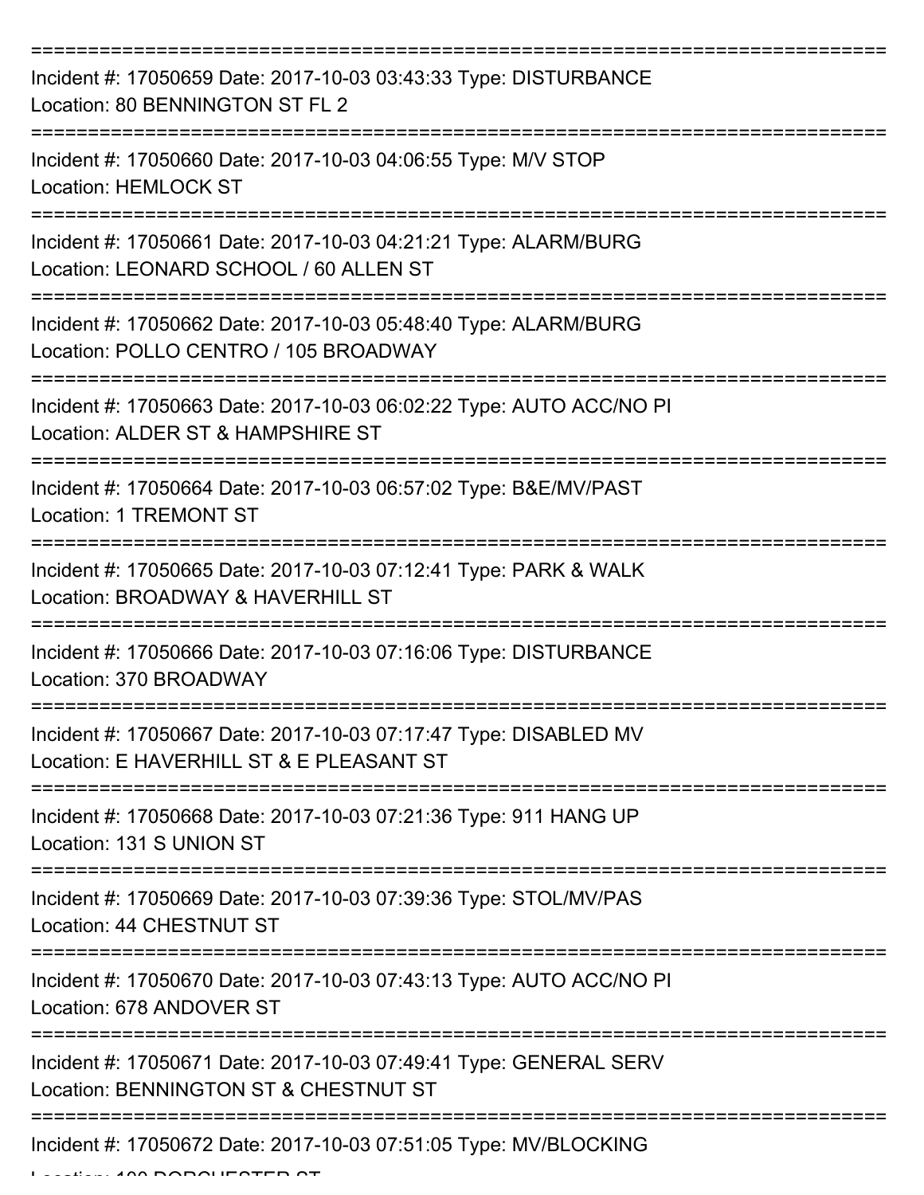===========================================================================

Incident #: 17050659 Date: 2017-10-03 03:43:33 Type: DISTURBANCE
Location: 80 BENNINGTON ST FL 2

===========================================================================

Incident #: 17050660 Date: 2017-10-03 04:06:55 Type: M/V STOP
Location: HEMLOCK ST

===========================================================================

Incident #: 17050661 Date: 2017-10-03 04:21:21 Type: ALARM/BURG
Location: LEONARD SCHOOL / 60 ALLEN ST

===========================================================================

Incident #: 17050662 Date: 2017-10-03 05:48:40 Type: ALARM/BURG
Location: POLLO CENTRO / 105 BROADWAY

===========================================================================

Incident #: 17050663 Date: 2017-10-03 06:02:22 Type: AUTO ACC/NO PI
Location: ALDER ST & HAMPSHIRE ST

===========================================================================

Incident #: 17050664 Date: 2017-10-03 06:57:02 Type: B&E/MV/PAST
Location: 1 TREMONT ST

===========================================================================

Incident #: 17050665 Date: 2017-10-03 07:12:41 Type: PARK & WALK
Location: BROADWAY & HAVERHILL ST

===========================================================================

Incident #: 17050666 Date: 2017-10-03 07:16:06 Type: DISTURBANCE
Location: 370 BROADWAY

===========================================================================

Incident #: 17050667 Date: 2017-10-03 07:17:47 Type: DISABLED MV
Location: E HAVERHILL ST & E PLEASANT ST

===========================================================================

Incident #: 17050668 Date: 2017-10-03 07:21:36 Type: 911 HANG UP
Location: 131 S UNION ST

===========================================================================

Incident #: 17050669 Date: 2017-10-03 07:39:36 Type: STOL/MV/PAS
Location: 44 CHESTNUT ST

===========================================================================

Incident #: 17050670 Date: 2017-10-03 07:43:13 Type: AUTO ACC/NO PI
Location: 678 ANDOVER ST

===========================================================================

Incident #: 17050671 Date: 2017-10-03 07:49:41 Type: GENERAL SERV
Location: BENNINGTON ST & CHESTNUT ST

===========================================================================

Incident #: 17050672 Date: 2017-10-03 07:51:05 Type: MV/BLOCKING
Location: 100 DORCHESTER ST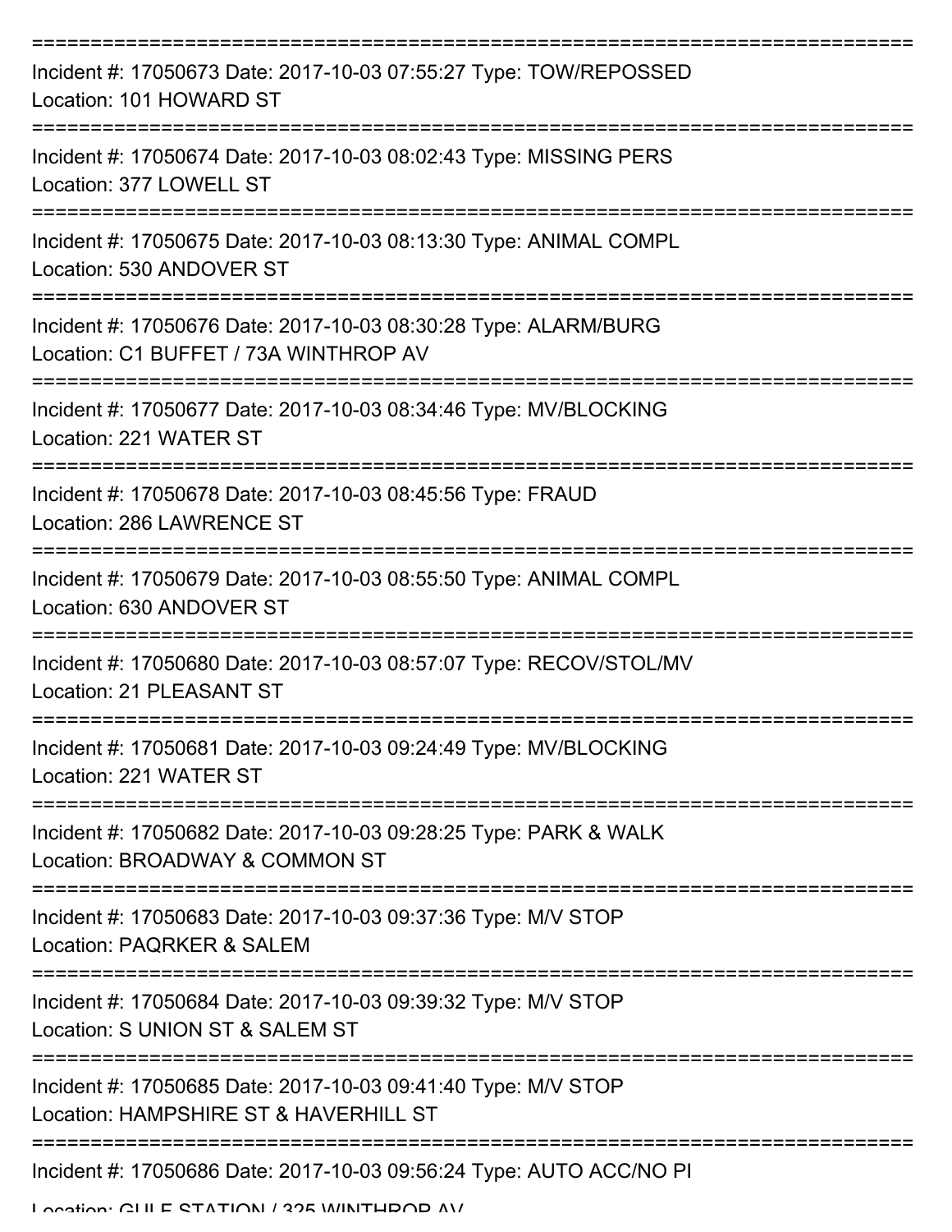===========================================================================

Incident #: 17050673 Date: 2017-10-03 07:55:27 Type: TOW/REPOSSED

Location: 101 HOWARD ST

===========================================================================

Incident #: 17050674 Date: 2017-10-03 08:02:43 Type: MISSING PERS

Location: 377 LOWELL ST

===========================================================================

Incident #: 17050675 Date: 2017-10-03 08:13:30 Type: ANIMAL COMPL

Location: 530 ANDOVER ST

===========================================================================

Incident #: 17050676 Date: 2017-10-03 08:30:28 Type: ALARM/BURG

Location: C1 BUFFET / 73A WINTHROP AV

===========================================================================

Incident #: 17050677 Date: 2017-10-03 08:34:46 Type: MV/BLOCKING

Location: 221 WATER ST

===========================================================================

Incident #: 17050678 Date: 2017-10-03 08:45:56 Type: FRAUD

Location: 286 LAWRENCE ST

===========================================================================

Incident #: 17050679 Date: 2017-10-03 08:55:50 Type: ANIMAL COMPL

Location: 630 ANDOVER ST

===========================================================================

Incident #: 17050680 Date: 2017-10-03 08:57:07 Type: RECOV/STOL/MV

Location: 21 PLEASANT ST

===========================================================================

Incident #: 17050681 Date: 2017-10-03 09:24:49 Type: MV/BLOCKING

Location: 221 WATER ST

===========================================================================

Incident #: 17050682 Date: 2017-10-03 09:28:25 Type: PARK & WALK

Location: BROADWAY & COMMON ST

===========================================================================

Incident #: 17050683 Date: 2017-10-03 09:37:36 Type: M/V STOP

Location: PAQRKER & SALEM

===========================================================================

Incident #: 17050684 Date: 2017-10-03 09:39:32 Type: M/V STOP

Location: S UNION ST & SALEM ST

===========================================================================

Incident #: 17050685 Date: 2017-10-03 09:41:40 Type: M/V STOP

Location: HAMPSHIRE ST & HAVERHILL ST

===========================================================================

Incident #: 17050686 Date: 2017-10-03 09:56:24 Type: AUTO ACC/NO PI

Location: GULF STATION / 325 WINTHROP AV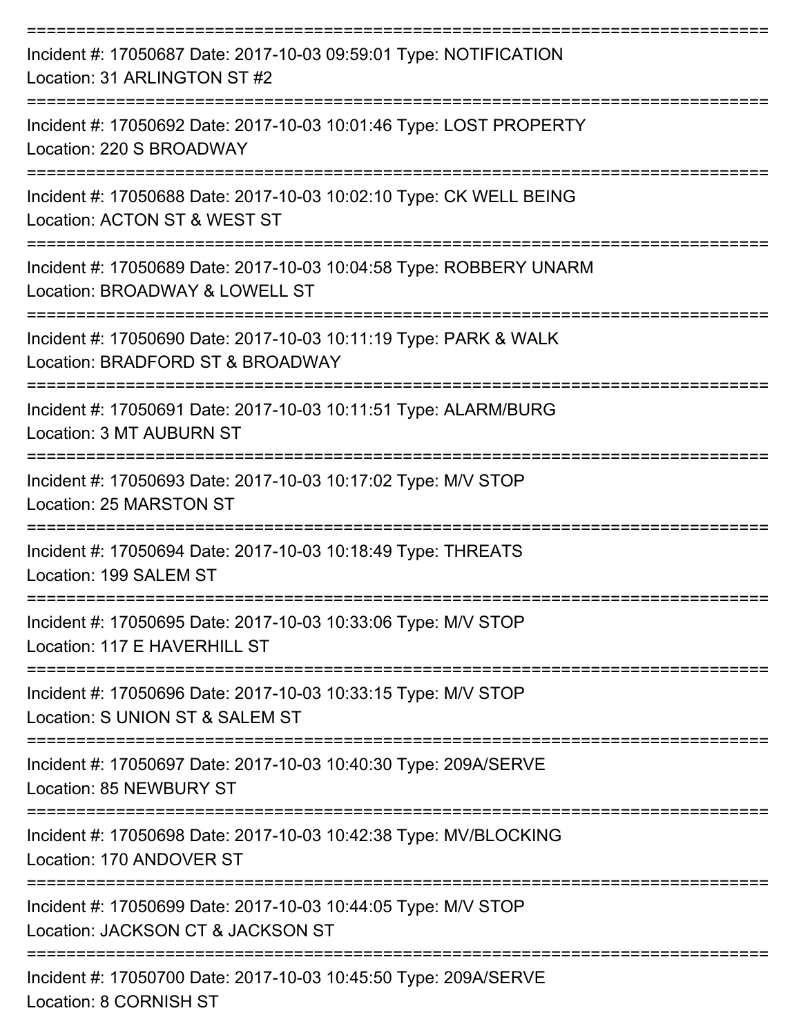===========================================================================

Incident #: 17050687 Date: 2017-10-03 09:59:01 Type: NOTIFICATION
Location: 31 ARLINGTON ST #2

===========================================================================

Incident #: 17050692 Date: 2017-10-03 10:01:46 Type: LOST PROPERTY
Location: 220 S BROADWAY

===========================================================================

Incident #: 17050688 Date: 2017-10-03 10:02:10 Type: CK WELL BEING
Location: ACTON ST & WEST ST

===========================================================================

Incident #: 17050689 Date: 2017-10-03 10:04:58 Type: ROBBERY UNARM
Location: BROADWAY & LOWELL ST

===========================================================================

Incident #: 17050690 Date: 2017-10-03 10:11:19 Type: PARK & WALK
Location: BRADFORD ST & BROADWAY

===========================================================================

Incident #: 17050691 Date: 2017-10-03 10:11:51 Type: ALARM/BURG
Location: 3 MT AUBURN ST

===========================================================================

Incident #: 17050693 Date: 2017-10-03 10:17:02 Type: M/V STOP
Location: 25 MARSTON ST

===========================================================================

Incident #: 17050694 Date: 2017-10-03 10:18:49 Type: THREATS
Location: 199 SALEM ST

===========================================================================

Incident #: 17050695 Date: 2017-10-03 10:33:06 Type: M/V STOP
Location: 117 E HAVERHILL ST

===========================================================================

Incident #: 17050696 Date: 2017-10-03 10:33:15 Type: M/V STOP
Location: S UNION ST & SALEM ST

===========================================================================

Incident #: 17050697 Date: 2017-10-03 10:40:30 Type: 209A/SERVE
Location: 85 NEWBURY ST

===========================================================================

Incident #: 17050698 Date: 2017-10-03 10:42:38 Type: MV/BLOCKING
Location: 170 ANDOVER ST

===========================================================================

Incident #: 17050699 Date: 2017-10-03 10:44:05 Type: M/V STOP
Location: JACKSON CT & JACKSON ST

===========================================================================

Incident #: 17050700 Date: 2017-10-03 10:45:50 Type: 209A/SERVE
Location: 8 CORNISH ST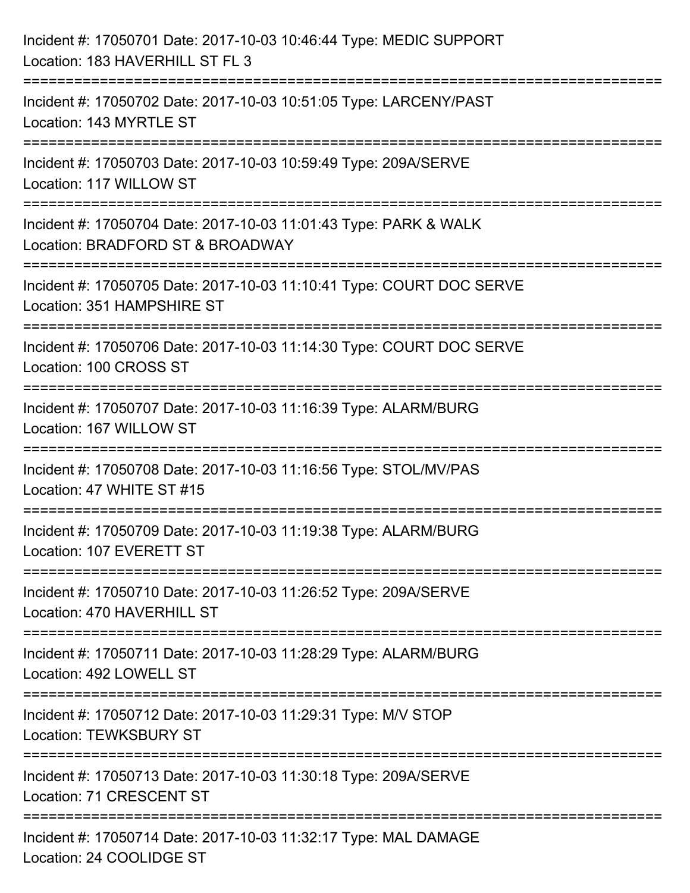Incident #: 17050701 Date: 2017-10-03 10:46:44 Type: MEDIC SUPPORT
Location: 183 HAVERHILL ST FL 3

===========================================================================

Incident #: 17050702 Date: 2017-10-03 10:51:05 Type: LARCENY/PAST
Location: 143 MYRTLE ST

===========================================================================

Incident #: 17050703 Date: 2017-10-03 10:59:49 Type: 209A/SERVE
Location: 117 WILLOW ST

===========================================================================

Incident #: 17050704 Date: 2017-10-03 11:01:43 Type: PARK & WALK
Location: BRADFORD ST & BROADWAY

===========================================================================

Incident #: 17050705 Date: 2017-10-03 11:10:41 Type: COURT DOC SERVE
Location: 351 HAMPSHIRE ST

===========================================================================

Incident #: 17050706 Date: 2017-10-03 11:14:30 Type: COURT DOC SERVE
Location: 100 CROSS ST

===========================================================================

Incident #: 17050707 Date: 2017-10-03 11:16:39 Type: ALARM/BURG
Location: 167 WILLOW ST

===========================================================================

Incident #: 17050708 Date: 2017-10-03 11:16:56 Type: STOL/MV/PAS
Location: 47 WHITE ST #15

===========================================================================

Incident #: 17050709 Date: 2017-10-03 11:19:38 Type: ALARM/BURG
Location: 107 EVERETT ST

===========================================================================

Incident #: 17050710 Date: 2017-10-03 11:26:52 Type: 209A/SERVE
Location: 470 HAVERHILL ST

===========================================================================

Incident #: 17050711 Date: 2017-10-03 11:28:29 Type: ALARM/BURG
Location: 492 LOWELL ST

===========================================================================

Incident #: 17050712 Date: 2017-10-03 11:29:31 Type: M/V STOP
Location: TEWKSBURY ST

===========================================================================

Incident #: 17050713 Date: 2017-10-03 11:30:18 Type: 209A/SERVE
Location: 71 CRESCENT ST

===========================================================================

Incident #: 17050714 Date: 2017-10-03 11:32:17 Type: MAL DAMAGE
Location: 24 COOLIDGE ST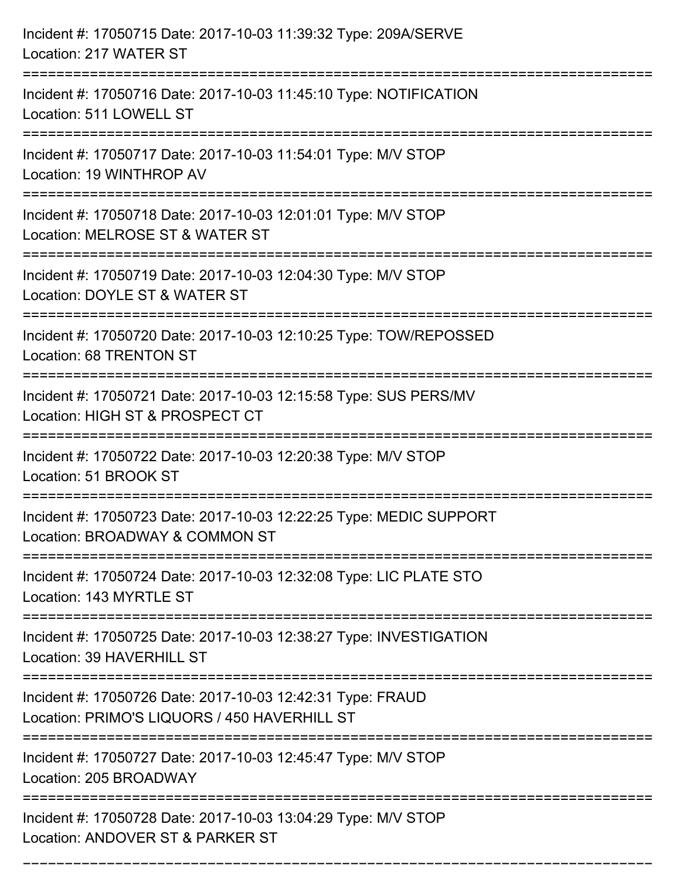Incident #: 17050715 Date: 2017-10-03 11:39:32 Type: 209A/SERVE
Location: 217 WATER ST

===========================================================================

Incident #: 17050716 Date: 2017-10-03 11:45:10 Type: NOTIFICATION
Location: 511 LOWELL ST

===========================================================================

Incident #: 17050717 Date: 2017-10-03 11:54:01 Type: M/V STOP
Location: 19 WINTHROP AV

===========================================================================

Incident #: 17050718 Date: 2017-10-03 12:01:01 Type: M/V STOP
Location: MELROSE ST & WATER ST

===========================================================================

Incident #: 17050719 Date: 2017-10-03 12:04:30 Type: M/V STOP
Location: DOYLE ST & WATER ST

===========================================================================

Incident #: 17050720 Date: 2017-10-03 12:10:25 Type: TOW/REPOSSED
Location: 68 TRENTON ST

===========================================================================

Incident #: 17050721 Date: 2017-10-03 12:15:58 Type: SUS PERS/MV
Location: HIGH ST & PROSPECT CT

===========================================================================

Incident #: 17050722 Date: 2017-10-03 12:20:38 Type: M/V STOP
Location: 51 BROOK ST

===========================================================================

Incident #: 17050723 Date: 2017-10-03 12:22:25 Type: MEDIC SUPPORT
Location: BROADWAY & COMMON ST

===========================================================================

Incident #: 17050724 Date: 2017-10-03 12:32:08 Type: LIC PLATE STO
Location: 143 MYRTLE ST

===========================================================================

Incident #: 17050725 Date: 2017-10-03 12:38:27 Type: INVESTIGATION
Location: 39 HAVERHILL ST

===========================================================================

Incident #: 17050726 Date: 2017-10-03 12:42:31 Type: FRAUD
Location: PRIMO'S LIQUORS / 450 HAVERHILL ST

===========================================================================

Incident #: 17050727 Date: 2017-10-03 12:45:47 Type: M/V STOP
Location: 205 BROADWAY

===========================================================================

Incident #: 17050728 Date: 2017-10-03 13:04:29 Type: M/V STOP
Location: ANDOVER ST & PARKER ST

===========================================================================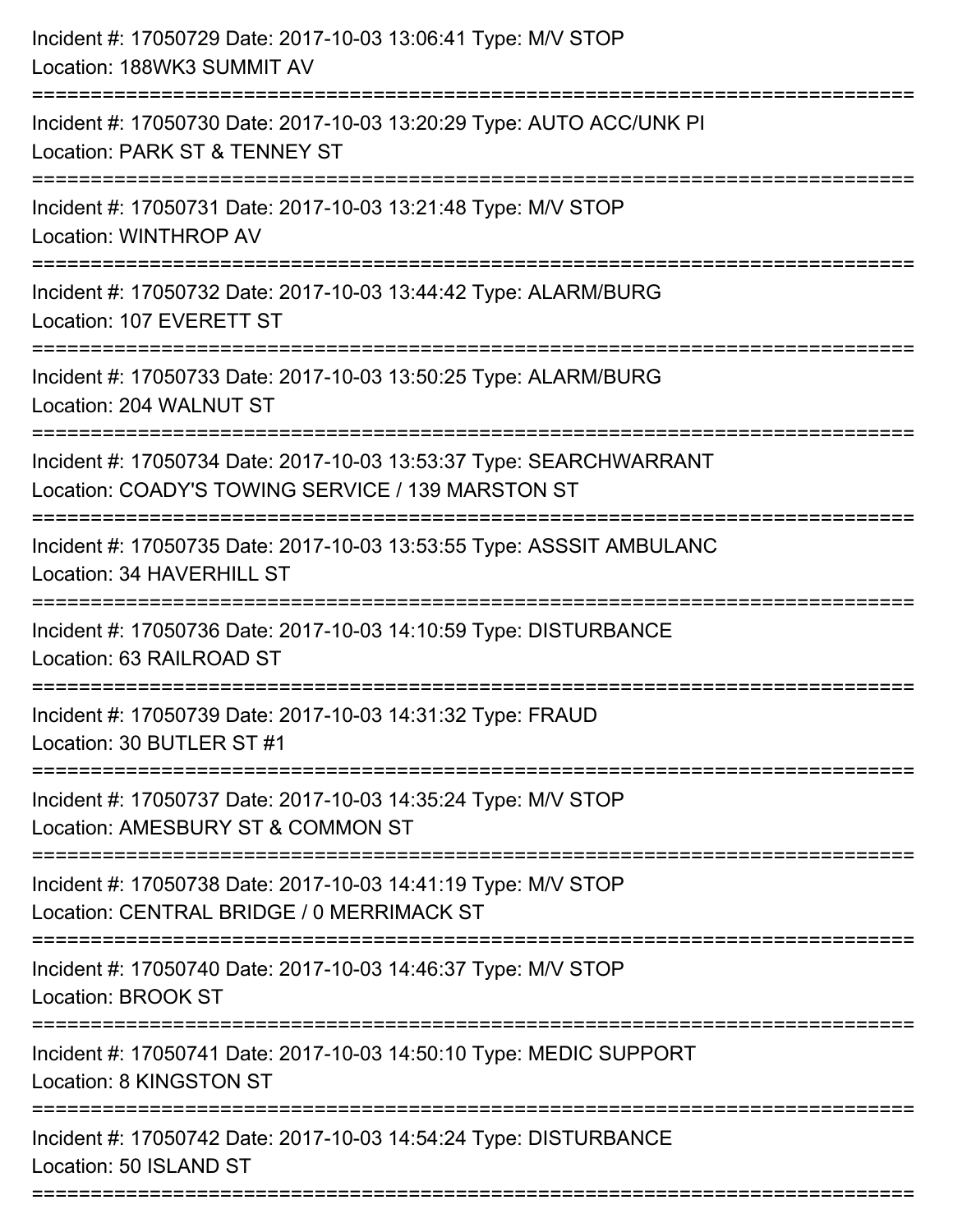Incident #: 17050729 Date: 2017-10-03 13:06:41 Type: M/V STOP
Location: 188WK3 SUMMIT AV

===========================================================================

Incident #: 17050730 Date: 2017-10-03 13:20:29 Type: AUTO ACC/UNK PI
Location: PARK ST & TENNEY ST

===========================================================================

Incident #: 17050731 Date: 2017-10-03 13:21:48 Type: M/V STOP
Location: WINTHROP AV

===========================================================================

Incident #: 17050732 Date: 2017-10-03 13:44:42 Type: ALARM/BURG
Location: 107 EVERETT ST

===========================================================================

Incident #: 17050733 Date: 2017-10-03 13:50:25 Type: ALARM/BURG
Location: 204 WALNUT ST

===========================================================================

Incident #: 17050734 Date: 2017-10-03 13:53:37 Type: SEARCHWARRANT
Location: COADY'S TOWING SERVICE / 139 MARSTON ST

===========================================================================

Incident #: 17050735 Date: 2017-10-03 13:53:55 Type: ASSSIT AMBULANC
Location: 34 HAVERHILL ST

===========================================================================

Incident #: 17050736 Date: 2017-10-03 14:10:59 Type: DISTURBANCE
Location: 63 RAILROAD ST

===========================================================================

Incident #: 17050739 Date: 2017-10-03 14:31:32 Type: FRAUD
Location: 30 BUTLER ST #1

===========================================================================

Incident #: 17050737 Date: 2017-10-03 14:35:24 Type: M/V STOP
Location: AMESBURY ST & COMMON ST

===========================================================================

Incident #: 17050738 Date: 2017-10-03 14:41:19 Type: M/V STOP
Location: CENTRAL BRIDGE / 0 MERRIMACK ST

===========================================================================

Incident #: 17050740 Date: 2017-10-03 14:46:37 Type: M/V STOP
Location: BROOK ST

===========================================================================

Incident #: 17050741 Date: 2017-10-03 14:50:10 Type: MEDIC SUPPORT
Location: 8 KINGSTON ST

===========================================================================

Incident #: 17050742 Date: 2017-10-03 14:54:24 Type: DISTURBANCE
Location: 50 ISLAND ST

===========================================================================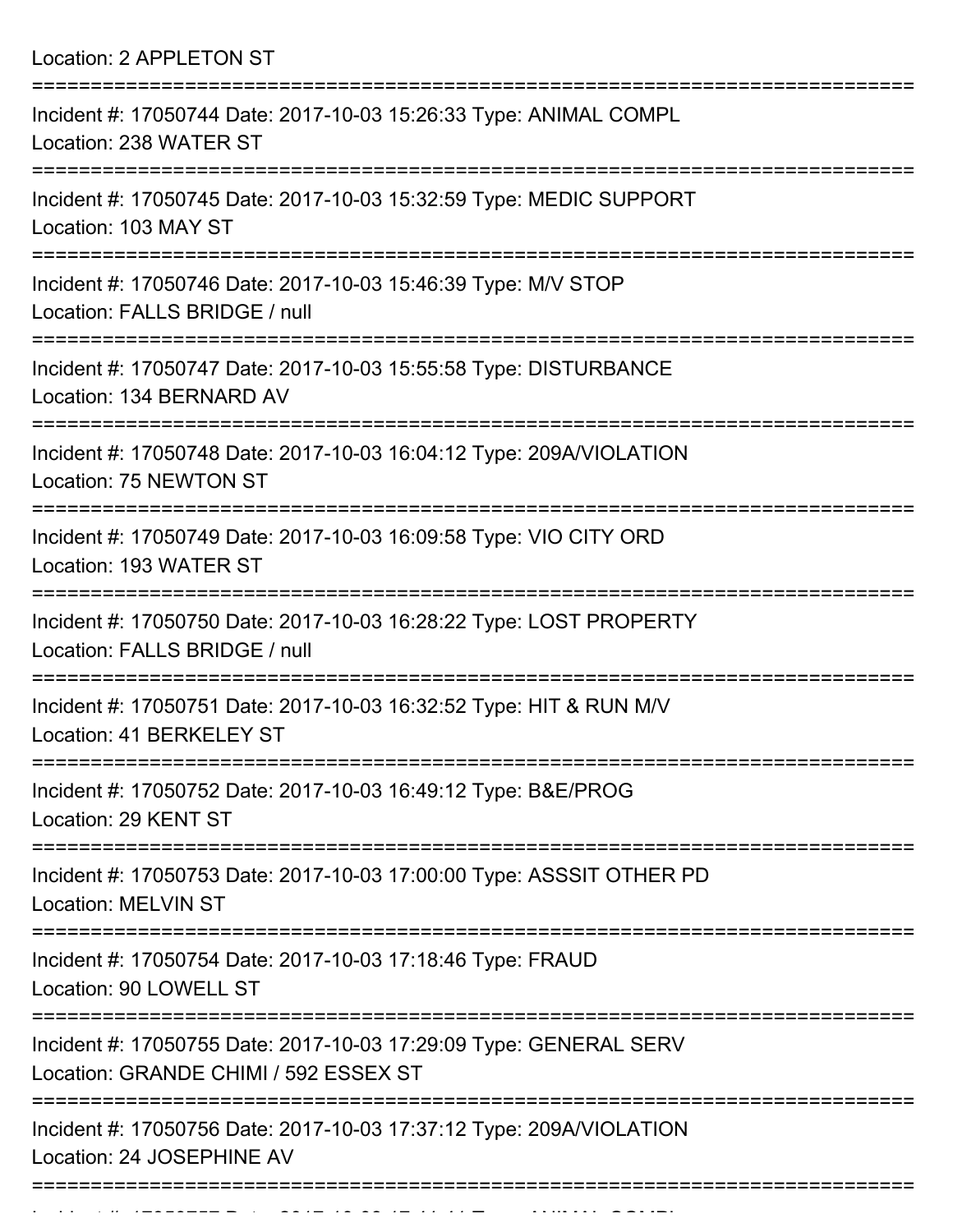Location: 2 APPLETON ST

===========================================================================

Incident #: 17050744 Date: 2017-10-03 15:26:33 Type: ANIMAL COMPL
Location: 238 WATER ST

===========================================================================

Incident #: 17050745 Date: 2017-10-03 15:32:59 Type: MEDIC SUPPORT
Location: 103 MAY ST

===========================================================================

Incident #: 17050746 Date: 2017-10-03 15:46:39 Type: M/V STOP
Location: FALLS BRIDGE / null

===========================================================================

Incident #: 17050747 Date: 2017-10-03 15:55:58 Type: DISTURBANCE
Location: 134 BERNARD AV

===========================================================================

Incident #: 17050748 Date: 2017-10-03 16:04:12 Type: 209A/VIOLATION
Location: 75 NEWTON ST

===========================================================================

Incident #: 17050749 Date: 2017-10-03 16:09:58 Type: VIO CITY ORD
Location: 193 WATER ST

===========================================================================

Incident #: 17050750 Date: 2017-10-03 16:28:22 Type: LOST PROPERTY
Location: FALLS BRIDGE / null

===========================================================================

Incident #: 17050751 Date: 2017-10-03 16:32:52 Type: HIT & RUN M/V
Location: 41 BERKELEY ST

===========================================================================

Incident #: 17050752 Date: 2017-10-03 16:49:12 Type: B&E/PROG
Location: 29 KENT ST

===========================================================================

Incident #: 17050753 Date: 2017-10-03 17:00:00 Type: ASSSIT OTHER PD
Location: MELVIN ST

===========================================================================

Incident #: 17050754 Date: 2017-10-03 17:18:46 Type: FRAUD
Location: 90 LOWELL ST

===========================================================================

Incident #: 17050755 Date: 2017-10-03 17:29:09 Type: GENERAL SERV
Location: GRANDE CHIMI / 592 ESSEX ST

===========================================================================

Incident #: 17050756 Date: 2017-10-03 17:37:12 Type: 209A/VIOLATION
Location: 24 JOSEPHINE AV

===========================================================================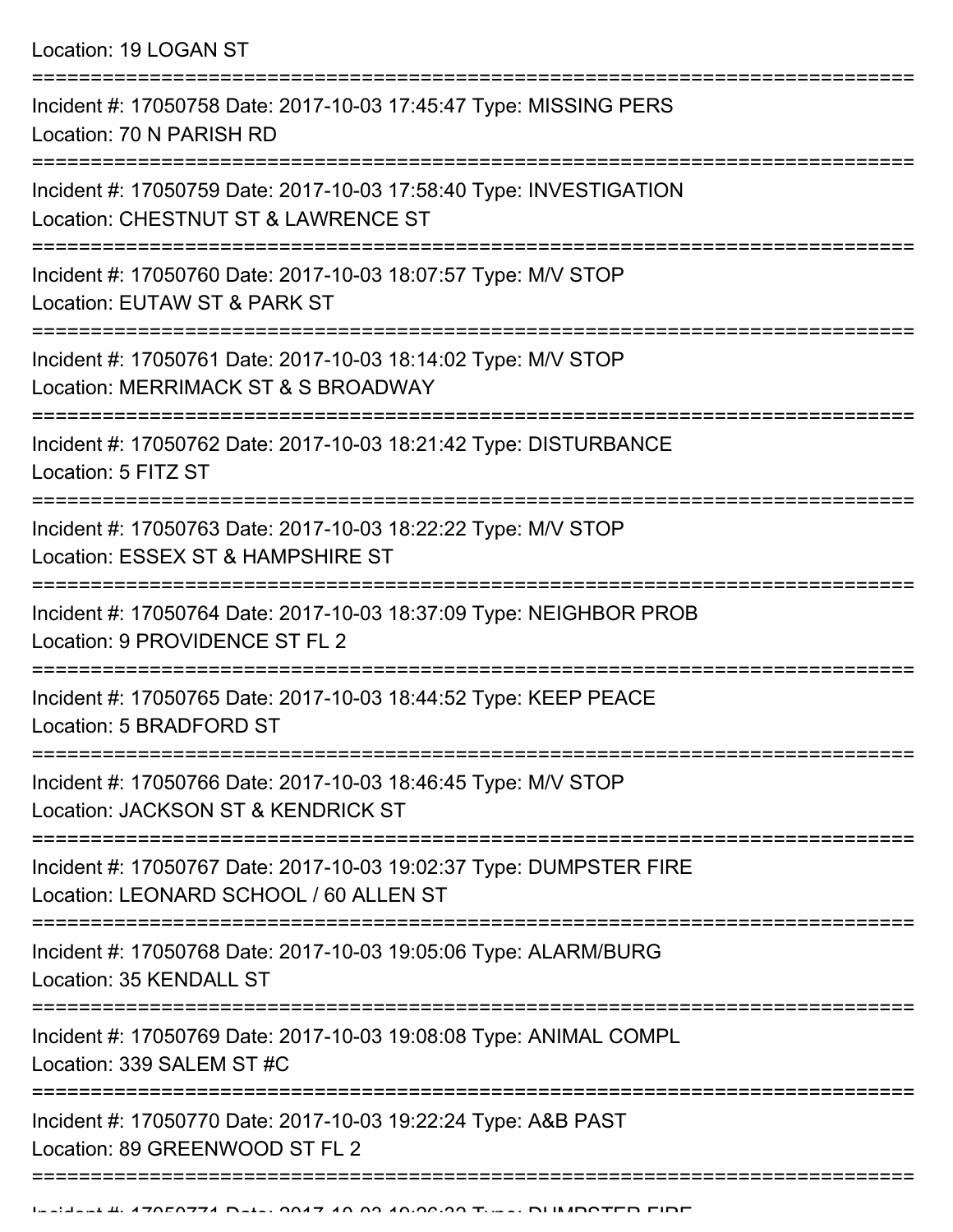Location: 19 LOGAN ST

===========================================================================

Incident #: 17050758 Date: 2017-10-03 17:45:47 Type: MISSING PERS
Location: 70 N PARISH RD

===========================================================================

Incident #: 17050759 Date: 2017-10-03 17:58:40 Type: INVESTIGATION
Location: CHESTNUT ST & LAWRENCE ST

===========================================================================

Incident #: 17050760 Date: 2017-10-03 18:07:57 Type: M/V STOP
Location: EUTAW ST & PARK ST

===========================================================================

Incident #: 17050761 Date: 2017-10-03 18:14:02 Type: M/V STOP
Location: MERRIMACK ST & S BROADWAY

===========================================================================

Incident #: 17050762 Date: 2017-10-03 18:21:42 Type: DISTURBANCE
Location: 5 FITZ ST

===========================================================================

Incident #: 17050763 Date: 2017-10-03 18:22:22 Type: M/V STOP
Location: ESSEX ST & HAMPSHIRE ST

===========================================================================

Incident #: 17050764 Date: 2017-10-03 18:37:09 Type: NEIGHBOR PROB
Location: 9 PROVIDENCE ST FL 2

===========================================================================

Incident #: 17050765 Date: 2017-10-03 18:44:52 Type: KEEP PEACE
Location: 5 BRADFORD ST

===========================================================================

Incident #: 17050766 Date: 2017-10-03 18:46:45 Type: M/V STOP
Location: JACKSON ST & KENDRICK ST

===========================================================================

Incident #: 17050767 Date: 2017-10-03 19:02:37 Type: DUMPSTER FIRE
Location: LEONARD SCHOOL / 60 ALLEN ST

===========================================================================

Incident #: 17050768 Date: 2017-10-03 19:05:06 Type: ALARM/BURG
Location: 35 KENDALL ST

===========================================================================

Incident #: 17050769 Date: 2017-10-03 19:08:08 Type: ANIMAL COMPL
Location: 339 SALEM ST #C

===========================================================================

Incident #: 17050770 Date: 2017-10-03 19:22:24 Type: A&B PAST
Location: 89 GREENWOOD ST FL 2

===========================================================================

Incident #: 17050771 Date: 2017-10-03 19:26:33 Type: DUMPSTER FIRE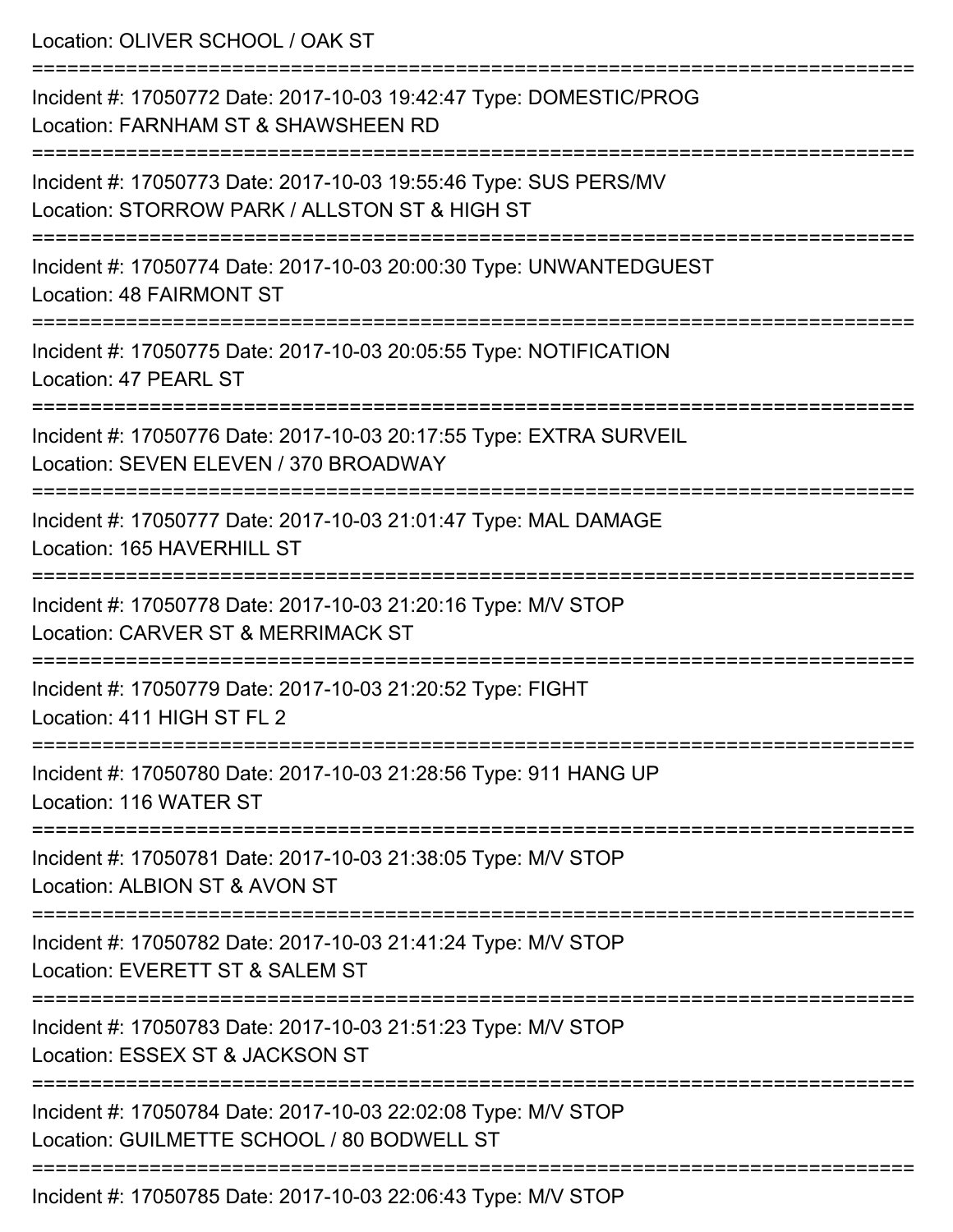Location: OLIVER SCHOOL / OAK ST

===========================================================================

Incident #: 17050772 Date: 2017-10-03 19:42:47 Type: DOMESTIC/PROG
Location: FARNHAM ST & SHAWSHEEN RD

===========================================================================

Incident #: 17050773 Date: 2017-10-03 19:55:46 Type: SUS PERS/MV
Location: STORROW PARK / ALLSTON ST & HIGH ST

===========================================================================

Incident #: 17050774 Date: 2017-10-03 20:00:30 Type: UNWANTEDGUEST
Location: 48 FAIRMONT ST

===========================================================================

Incident #: 17050775 Date: 2017-10-03 20:05:55 Type: NOTIFICATION
Location: 47 PEARL ST

===========================================================================

Incident #: 17050776 Date: 2017-10-03 20:17:55 Type: EXTRA SURVEIL
Location: SEVEN ELEVEN / 370 BROADWAY

===========================================================================

Incident #: 17050777 Date: 2017-10-03 21:01:47 Type: MAL DAMAGE
Location: 165 HAVERHILL ST

===========================================================================

Incident #: 17050778 Date: 2017-10-03 21:20:16 Type: M/V STOP
Location: CARVER ST & MERRIMACK ST

===========================================================================

Incident #: 17050779 Date: 2017-10-03 21:20:52 Type: FIGHT
Location: 411 HIGH ST FL 2

===========================================================================

Incident #: 17050780 Date: 2017-10-03 21:28:56 Type: 911 HANG UP
Location: 116 WATER ST

===========================================================================

Incident #: 17050781 Date: 2017-10-03 21:38:05 Type: M/V STOP
Location: ALBION ST & AVON ST

===========================================================================

Incident #: 17050782 Date: 2017-10-03 21:41:24 Type: M/V STOP
Location: EVERETT ST & SALEM ST

===========================================================================

Incident #: 17050783 Date: 2017-10-03 21:51:23 Type: M/V STOP
Location: ESSEX ST & JACKSON ST

===========================================================================

Incident #: 17050784 Date: 2017-10-03 22:02:08 Type: M/V STOP
Location: GUILMETTE SCHOOL / 80 BODWELL ST

===========================================================================

Incident #: 17050785 Date: 2017-10-03 22:06:43 Type: M/V STOP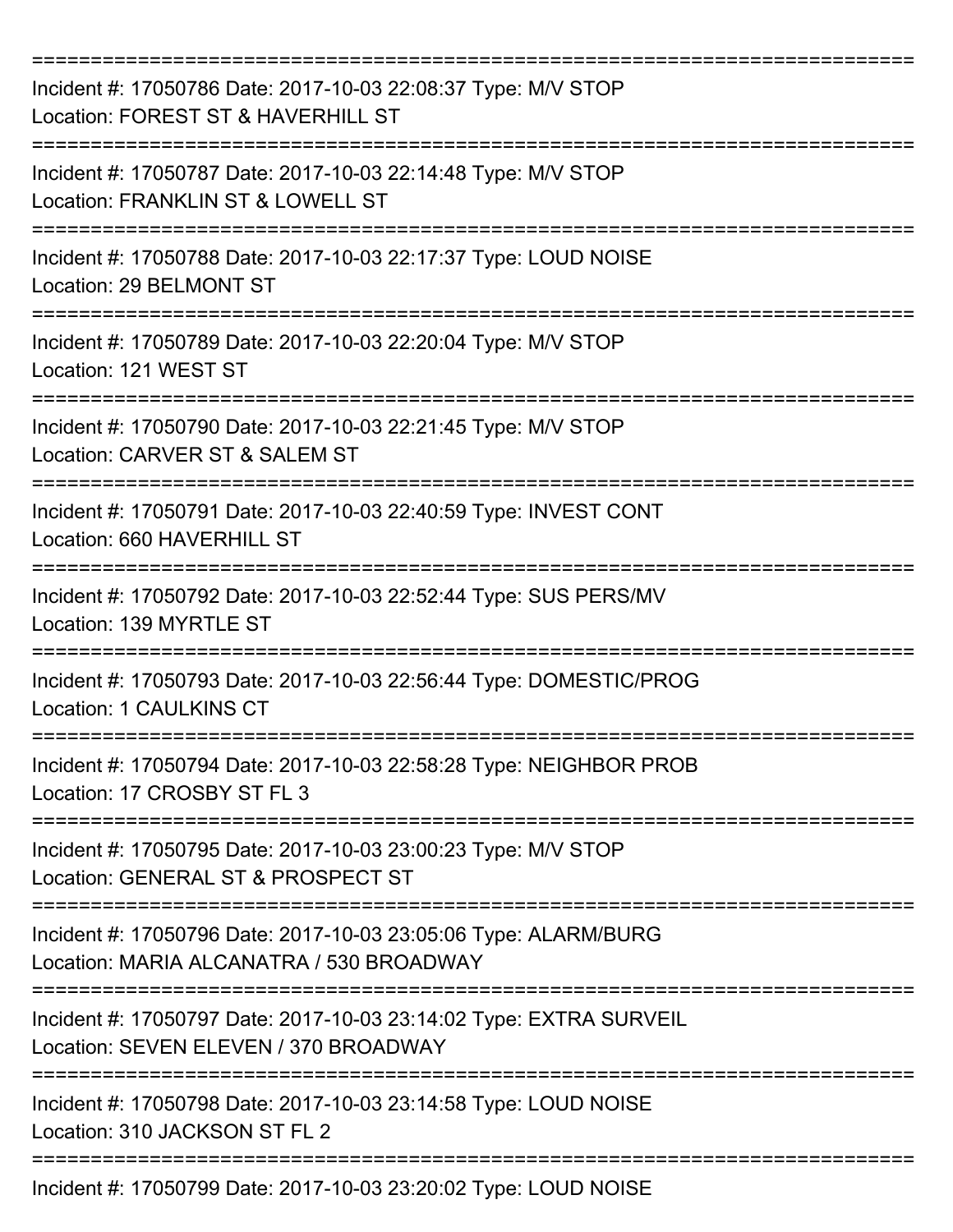===========================================================================

Incident #: 17050786 Date: 2017-10-03 22:08:37 Type: M/V STOP
Location: FOREST ST & HAVERHILL ST

===========================================================================

Incident #: 17050787 Date: 2017-10-03 22:14:48 Type: M/V STOP
Location: FRANKLIN ST & LOWELL ST

===========================================================================

Incident #: 17050788 Date: 2017-10-03 22:17:37 Type: LOUD NOISE
Location: 29 BELMONT ST

===========================================================================

Incident #: 17050789 Date: 2017-10-03 22:20:04 Type: M/V STOP
Location: 121 WEST ST

===========================================================================

Incident #: 17050790 Date: 2017-10-03 22:21:45 Type: M/V STOP
Location: CARVER ST & SALEM ST

===========================================================================

Incident #: 17050791 Date: 2017-10-03 22:40:59 Type: INVEST CONT
Location: 660 HAVERHILL ST

===========================================================================

Incident #: 17050792 Date: 2017-10-03 22:52:44 Type: SUS PERS/MV
Location: 139 MYRTLE ST

===========================================================================

Incident #: 17050793 Date: 2017-10-03 22:56:44 Type: DOMESTIC/PROG
Location: 1 CAULKINS CT

===========================================================================

Incident #: 17050794 Date: 2017-10-03 22:58:28 Type: NEIGHBOR PROB
Location: 17 CROSBY ST FL 3

===========================================================================

Incident #: 17050795 Date: 2017-10-03 23:00:23 Type: M/V STOP
Location: GENERAL ST & PROSPECT ST

===========================================================================

Incident #: 17050796 Date: 2017-10-03 23:05:06 Type: ALARM/BURG
Location: MARIA ALCANATRA / 530 BROADWAY

===========================================================================

Incident #: 17050797 Date: 2017-10-03 23:14:02 Type: EXTRA SURVEIL
Location: SEVEN ELEVEN / 370 BROADWAY

===========================================================================

Incident #: 17050798 Date: 2017-10-03 23:14:58 Type: LOUD NOISE
Location: 310 JACKSON ST FL 2

===========================================================================

Incident #: 17050799 Date: 2017-10-03 23:20:02 Type: LOUD NOISE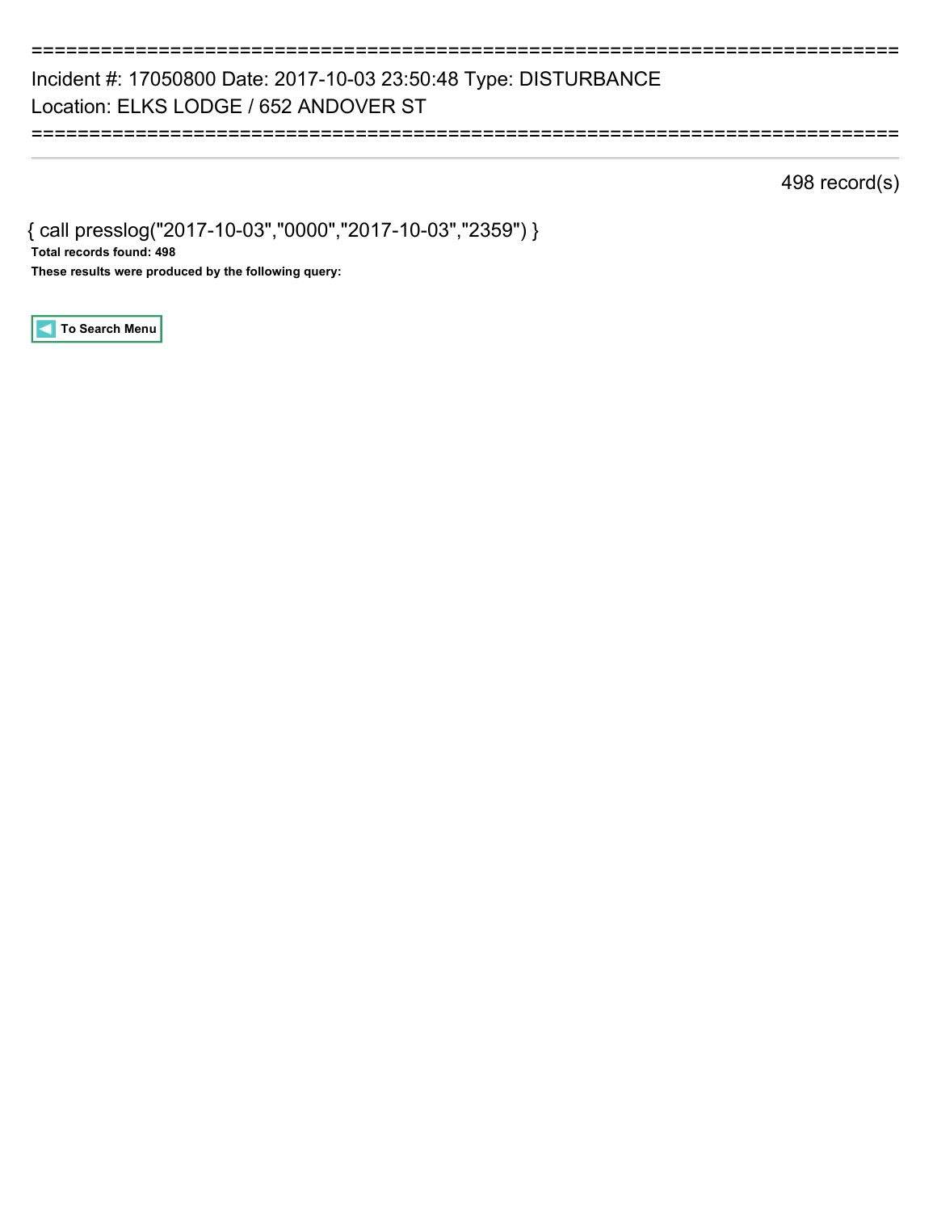==========================================================================

Incident #: 17050800 Date: 2017-10-03 23:50:48 Type: DISTURBANCE

Location: ELKS LODGE / 652 ANDOVER ST

==========================================================================

---

498 record(s)

{ call presslog("2017-10-03","0000","2017-10-03","2359") }

**Total records found: 498**

**These results were produced by the following query:**

**To Search Menu**